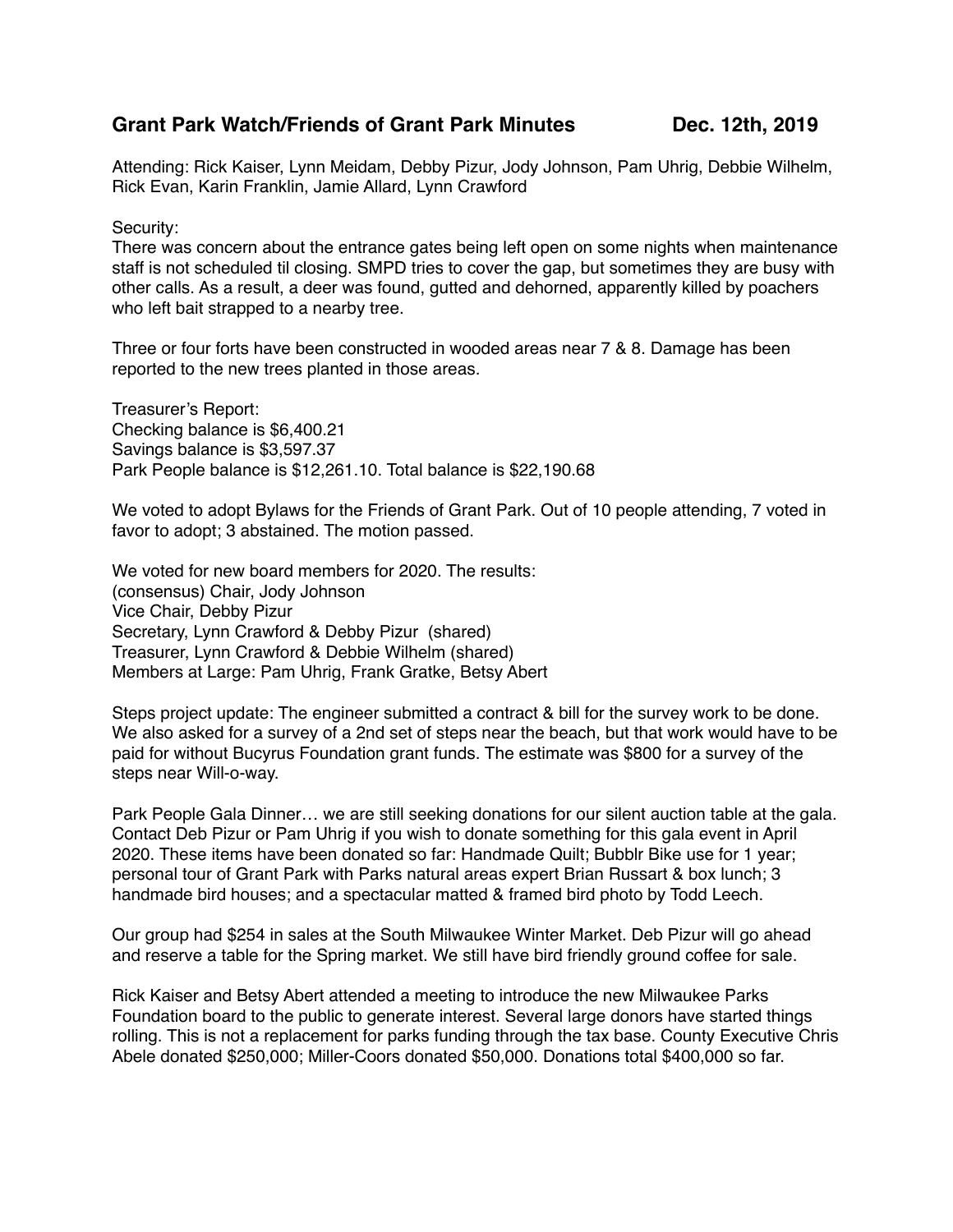# Grant Park Watch/Friends of Grant Park Minutes Dec. 12th, 2019

Attending: Rick Kaiser, Lynn Meidam, Debby Pizur, Jody Johnson, Pam Uhrig, Debbie Wilhelm, Rick Evan, Karin Franklin, Jamie Allard, Lynn Crawford

Security:
There was concern about the entrance gates being left open on some nights when maintenance staff is not scheduled til closing. SMPD tries to cover the gap, but sometimes they are busy with other calls. As a result, a deer was found, gutted and dehorned, apparently killed by poachers who left bait strapped to a nearby tree.

Three or four forts have been constructed in wooded areas near 7 & 8. Damage has been reported to the new trees planted in those areas.

Treasurer's Report:
Checking balance is $6,400.21
Savings balance is $3,597.37
Park People balance is $12,261.10. Total balance is $22,190.68

We voted to adopt Bylaws for the Friends of Grant Park. Out of 10 people attending, 7 voted in favor to adopt; 3 abstained. The motion passed.

We voted for new board members for 2020. The results:
(consensus) Chair, Jody Johnson
Vice Chair, Debby Pizur
Secretary, Lynn Crawford & Debby Pizur (shared)
Treasurer, Lynn Crawford & Debbie Wilhelm (shared)
Members at Large: Pam Uhrig, Frank Gratke, Betsy Abert

Steps project update: The engineer submitted a contract & bill for the survey work to be done. We also asked for a survey of a 2nd set of steps near the beach, but that work would have to be paid for without Bucyrus Foundation grant funds. The estimate was $800 for a survey of the steps near Will-o-way.

Park People Gala Dinner… we are still seeking donations for our silent auction table at the gala. Contact Deb Pizur or Pam Uhrig if you wish to donate something for this gala event in April 2020. These items have been donated so far: Handmade Quilt; Bubblr Bike use for 1 year; personal tour of Grant Park with Parks natural areas expert Brian Russart & box lunch; 3 handmade bird houses; and a spectacular matted & framed bird photo by Todd Leech.

Our group had $254 in sales at the South Milwaukee Winter Market. Deb Pizur will go ahead and reserve a table for the Spring market. We still have bird friendly ground coffee for sale.

Rick Kaiser and Betsy Abert attended a meeting to introduce the new Milwaukee Parks Foundation board to the public to generate interest. Several large donors have started things rolling. This is not a replacement for parks funding through the tax base. County Executive Chris Abele donated $250,000; Miller-Coors donated $50,000. Donations total $400,000 so far.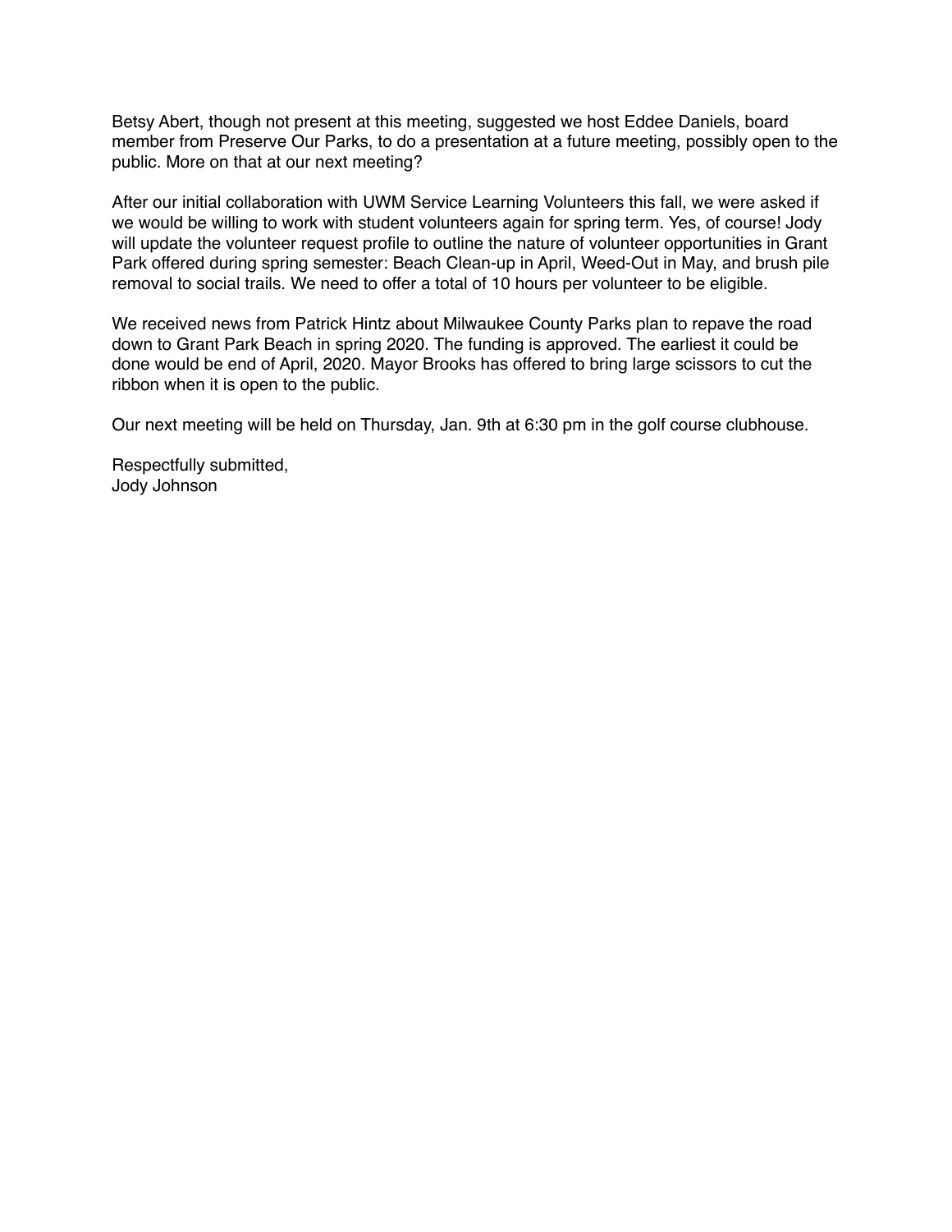Betsy Abert, though not present at this meeting, suggested we host Eddee Daniels, board member from Preserve Our Parks, to do a presentation at a future meeting, possibly open to the public. More on that at our next meeting?

After our initial collaboration with UWM Service Learning Volunteers this fall, we were asked if we would be willing to work with student volunteers again for spring term. Yes, of course! Jody will update the volunteer request profile to outline the nature of volunteer opportunities in Grant Park offered during spring semester: Beach Clean-up in April, Weed-Out in May, and brush pile removal to social trails. We need to offer a total of 10 hours per volunteer to be eligible.

We received news from Patrick Hintz about Milwaukee County Parks plan to repave the road down to Grant Park Beach in spring 2020. The funding is approved. The earliest it could be done would be end of April, 2020. Mayor Brooks has offered to bring large scissors to cut the ribbon when it is open to the public.

Our next meeting will be held on Thursday, Jan. 9th at 6:30 pm in the golf course clubhouse.

Respectfully submitted,
Jody Johnson